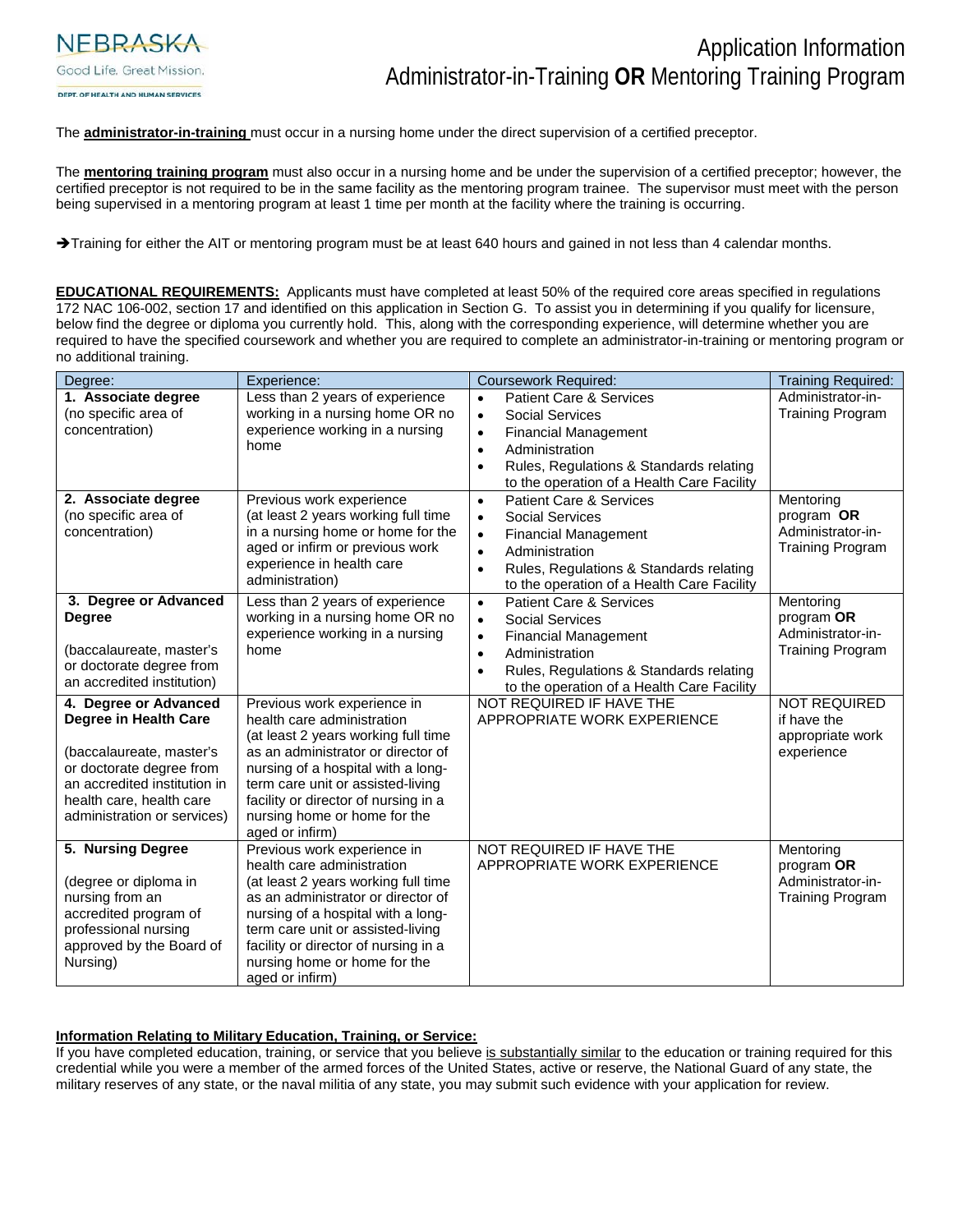NEBRASKA
Good Life. Great Mission.
DEPT. OF HEALTH AND HUMAN SERVICES

# Application Information
## Administrator-in-Training **OR** Mentoring Training Program

The **administrator-in-training** must occur in a nursing home under the direct supervision of a certified preceptor.

The **mentoring training program** must also occur in a nursing home and be under the supervision of a certified preceptor; however, the certified preceptor is not required to be in the same facility as the mentoring program trainee. The supervisor must meet with the person being supervised in a mentoring program at least 1 time per month at the facility where the training is occurring.

➔Training for either the AIT or mentoring program must be at least 640 hours and gained in not less than 4 calendar months.

**EDUCATIONAL REQUIREMENTS:** Applicants must have completed at least 50% of the required core areas specified in regulations 172 NAC 106-002, section 17 and identified on this application in Section G. To assist you in determining if you qualify for licensure, below find the degree or diploma you currently hold. This, along with the corresponding experience, will determine whether you are required to have the specified coursework and whether you are required to complete an administrator-in-training or mentoring program or no additional training.

| Degree: | Experience: | Coursework Required: | Training Required: |
|---|---|---|---|
| **1. Associate degree** (no specific area of concentration) | Less than 2 years of experience working in a nursing home OR no experience working in a nursing home | • Patient Care & Services<br>• Social Services<br>• Financial Management<br>• Administration<br>• Rules, Regulations & Standards relating to the operation of a Health Care Facility | Administrator-in-Training Program |
| **2. Associate degree** (no specific area of concentration) | Previous work experience (at least 2 years working full time in a nursing home or home for the aged or infirm or previous work experience in health care administration) | • Patient Care & Services<br>• Social Services<br>• Financial Management<br>• Administration<br>• Rules, Regulations & Standards relating to the operation of a Health Care Facility | Mentoring program **OR** Administrator-in-Training Program |
| **3. Degree or Advanced Degree**<br><br>(baccalaureate, master's or doctorate degree from an accredited institution) | Less than 2 years of experience working in a nursing home OR no experience working in a nursing home | • Patient Care & Services<br>• Social Services<br>• Financial Management<br>• Administration<br>• Rules, Regulations & Standards relating to the operation of a Health Care Facility | Mentoring program **OR** Administrator-in-Training Program |
| **4. Degree or Advanced Degree in Health Care**<br><br>(baccalaureate, master's or doctorate degree from an accredited institution in health care, health care administration or services) | Previous work experience in health care administration (at least 2 years working full time as an administrator or director of nursing of a hospital with a long-term care unit or assisted-living facility or director of nursing in a nursing home or home for the aged or infirm) | NOT REQUIRED IF HAVE THE APPROPRIATE WORK EXPERIENCE | NOT REQUIRED if have the appropriate work experience |
| **5. Nursing Degree**<br><br>(degree or diploma in nursing from an accredited program of professional nursing approved by the Board of Nursing) | Previous work experience in health care administration (at least 2 years working full time as an administrator or director of nursing of a hospital with a long-term care unit or assisted-living facility or director of nursing in a nursing home or home for the aged or infirm) | NOT REQUIRED IF HAVE THE APPROPRIATE WORK EXPERIENCE | Mentoring program **OR** Administrator-in-Training Program |

**Information Relating to Military Education, Training, or Service:**
If you have completed education, training, or service that you believe is substantially similar to the education or training required for this credential while you were a member of the armed forces of the United States, active or reserve, the National Guard of any state, the military reserves of any state, or the naval militia of any state, you may submit such evidence with your application for review.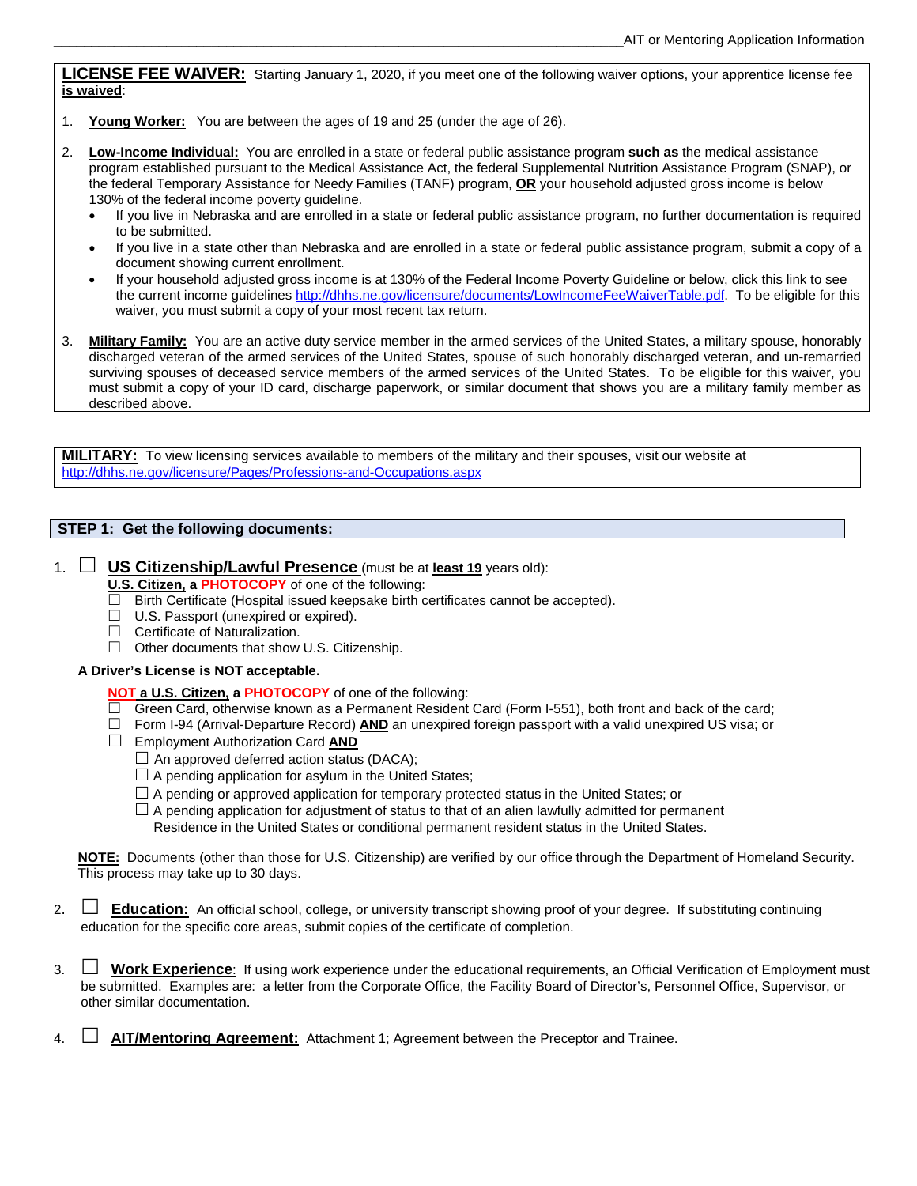**LICENSE FEE WAIVER:** Starting January 1, 2020, if you meet one of the following waiver options, your apprentice license fee **is waived**:

1. **Young Worker:** You are between the ages of 19 and 25 (under the age of 26).

2. **Low-Income Individual:** You are enrolled in a state or federal public assistance program **such as** the medical assistance program established pursuant to the Medical Assistance Act, the federal Supplemental Nutrition Assistance Program (SNAP), or the federal Temporary Assistance for Needy Families (TANF) program, **OR** your household adjusted gross income is below 130% of the federal income poverty guideline.
   - If you live in Nebraska and are enrolled in a state or federal public assistance program, no further documentation is required to be submitted.
   - If you live in a state other than Nebraska and are enrolled in a state or federal public assistance program, submit a copy of a document showing current enrollment.
   - If your household adjusted gross income is at 130% of the Federal Income Poverty Guideline or below, click this link to see the current income guidelines http://dhhs.ne.gov/licensure/documents/LowIncomeFeeWaiverTable.pdf. To be eligible for this waiver, you must submit a copy of your most recent tax return.

3. **Military Family:** You are an active duty service member in the armed services of the United States, a military spouse, honorably discharged veteran of the armed services of the United States, spouse of such honorably discharged veteran, and un-remarried surviving spouses of deceased service members of the armed services of the United States. To be eligible for this waiver, you must submit a copy of your ID card, discharge paperwork, or similar document that shows you are a military family member as described above.

**MILITARY:** To view licensing services available to members of the military and their spouses, visit our website at http://dhhs.ne.gov/licensure/Pages/Professions-and-Occupations.aspx

## STEP 1: Get the following documents:

1. ☐ **US Citizenship/Lawful Presence** (must be at **least 19** years old):

   **U.S. Citizen, a PHOTOCOPY** of one of the following:
   - ☐ Birth Certificate (Hospital issued keepsake birth certificates cannot be accepted).
   - ☐ U.S. Passport (unexpired or expired).
   - ☐ Certificate of Naturalization.
   - ☐ Other documents that show U.S. Citizenship.

   **A Driver's License is NOT acceptable.**

   **NOT a U.S. Citizen, a PHOTOCOPY** of one of the following:
   - ☐ Green Card, otherwise known as a Permanent Resident Card (Form I-551), both front and back of the card;
   - ☐ Form I-94 (Arrival-Departure Record) **AND** an unexpired foreign passport with a valid unexpired US visa; or
   - ☐ Employment Authorization Card **AND**
     - ☐ An approved deferred action status (DACA);
     - ☐ A pending application for asylum in the United States;
     - ☐ A pending or approved application for temporary protected status in the United States; or
     - ☐ A pending application for adjustment of status to that of an alien lawfully admitted for permanent Residence in the United States or conditional permanent resident status in the United States.

   **NOTE:** Documents (other than those for U.S. Citizenship) are verified by our office through the Department of Homeland Security. This process may take up to 30 days.

2. ☐ **Education:** An official school, college, or university transcript showing proof of your degree. If substituting continuing education for the specific core areas, submit copies of the certificate of completion.

3. ☐ **Work Experience**: If using work experience under the educational requirements, an Official Verification of Employment must be submitted. Examples are: a letter from the Corporate Office, the Facility Board of Director's, Personnel Office, Supervisor, or other similar documentation.

4. ☐ **AIT/Mentoring Agreement:** Attachment 1; Agreement between the Preceptor and Trainee.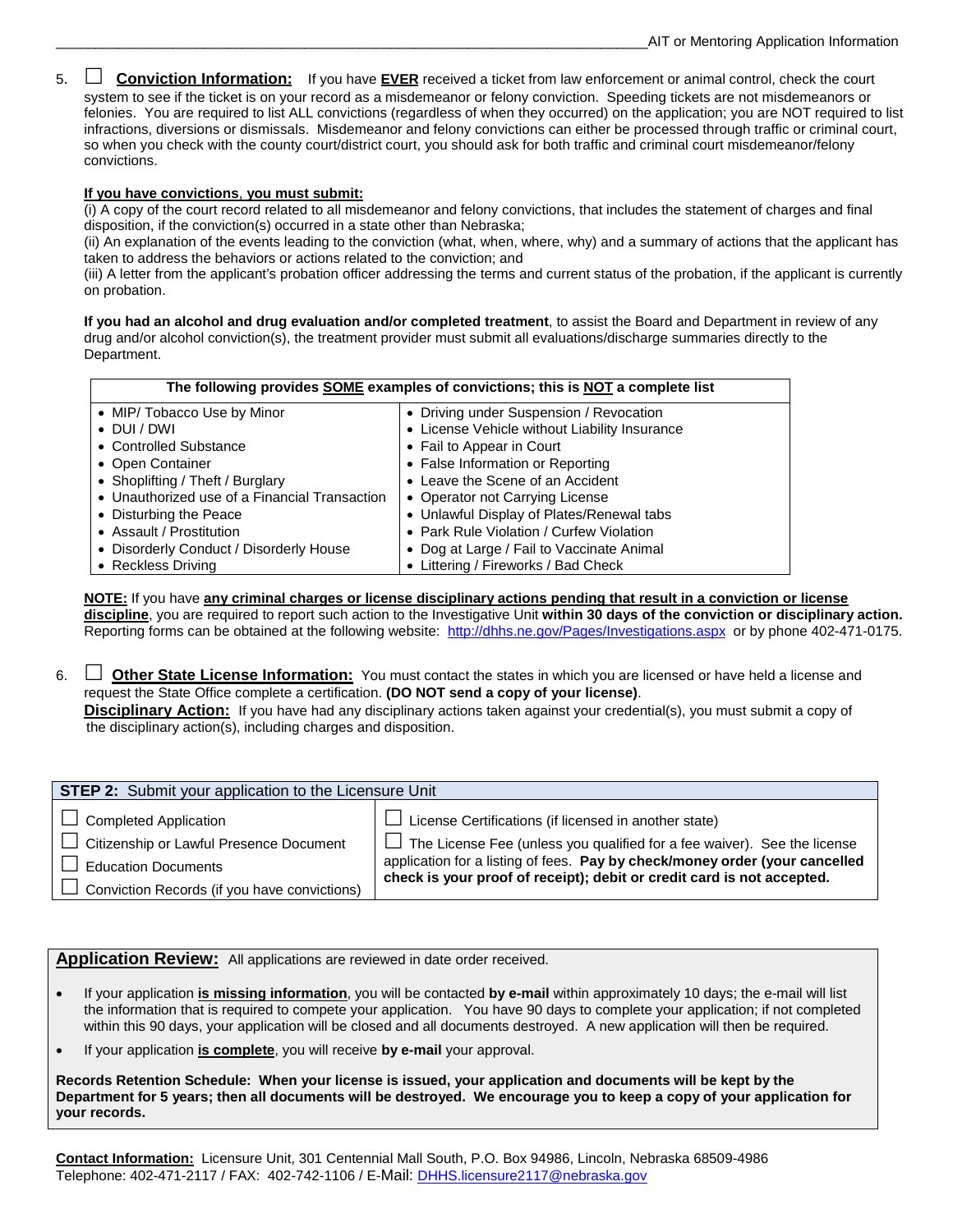5. ☐ **Conviction Information:** If you have **EVER** received a ticket from law enforcement or animal control, check the court system to see if the ticket is on your record as a misdemeanor or felony conviction. Speeding tickets are not misdemeanors or felonies. You are required to list ALL convictions (regardless of when they occurred) on the application; you are NOT required to list infractions, diversions or dismissals. Misdemeanor and felony convictions can either be processed through traffic or criminal court, so when you check with the county court/district court, you should ask for both traffic and criminal court misdemeanor/felony convictions.

**If you have convictions, you must submit:**
(i) A copy of the court record related to all misdemeanor and felony convictions, that includes the statement of charges and final disposition, if the conviction(s) occurred in a state other than Nebraska;
(ii) An explanation of the events leading to the conviction (what, when, where, why) and a summary of actions that the applicant has taken to address the behaviors or actions related to the conviction; and
(iii) A letter from the applicant's probation officer addressing the terms and current status of the probation, if the applicant is currently on probation.

**If you had an alcohol and drug evaluation and/or completed treatment**, to assist the Board and Department in review of any drug and/or alcohol conviction(s), the treatment provider must submit all evaluations/discharge summaries directly to the Department.

| The following provides SOME examples of convictions; this is NOT a complete list | |
|---|---|
| • MIP/ Tobacco Use by Minor | • Driving under Suspension / Revocation |
| • DUI / DWI | • License Vehicle without Liability Insurance |
| • Controlled Substance | • Fail to Appear in Court |
| • Open Container | • False Information or Reporting |
| • Shoplifting / Theft / Burglary | • Leave the Scene of an Accident |
| • Unauthorized use of a Financial Transaction | • Operator not Carrying License |
| • Disturbing the Peace | • Unlawful Display of Plates/Renewal tabs |
| • Assault / Prostitution | • Park Rule Violation / Curfew Violation |
| • Disorderly Conduct / Disorderly House | • Dog at Large / Fail to Vaccinate Animal |
| • Reckless Driving | • Littering / Fireworks / Bad Check |

**NOTE:** If you have **any criminal charges or license disciplinary actions pending that result in a conviction or license discipline**, you are required to report such action to the Investigative Unit **within 30 days of the conviction or disciplinary action.** Reporting forms can be obtained at the following website: http://dhhs.ne.gov/Pages/Investigations.aspx or by phone 402-471-0175.

6. ☐ **Other State License Information:** You must contact the states in which you are licensed or have held a license and request the State Office complete a certification. **(DO NOT send a copy of your license)**.
**Disciplinary Action:** If you have had any disciplinary actions taken against your credential(s), you must submit a copy of the disciplinary action(s), including charges and disposition.

| **STEP 2:** Submit your application to the Licensure Unit | |
|---|---|
| ☐ Completed Application<br>☐ Citizenship or Lawful Presence Document<br>☐ Education Documents<br>☐ Conviction Records (if you have convictions) | ☐ License Certifications (if licensed in another state)<br>☐ The License Fee (unless you qualified for a fee waiver). See the license application for a listing of fees. **Pay by check/money order (your cancelled check is your proof of receipt); debit or credit card is not accepted.** |

**Application Review:** All applications are reviewed in date order received.

- If your application **is missing information**, you will be contacted **by e-mail** within approximately 10 days; the e-mail will list the information that is required to compete your application. You have 90 days to complete your application; if not completed within this 90 days, your application will be closed and all documents destroyed. A new application will then be required.
- If your application **is complete**, you will receive **by e-mail** your approval.

**Records Retention Schedule: When your license is issued, your application and documents will be kept by the Department for 5 years; then all documents will be destroyed. We encourage you to keep a copy of your application for your records.**

**Contact Information:** Licensure Unit, 301 Centennial Mall South, P.O. Box 94986, Lincoln, Nebraska 68509-4986
Telephone: 402-471-2117 / FAX: 402-742-1106 / E-Mail: DHHS.licensure2117@nebraska.gov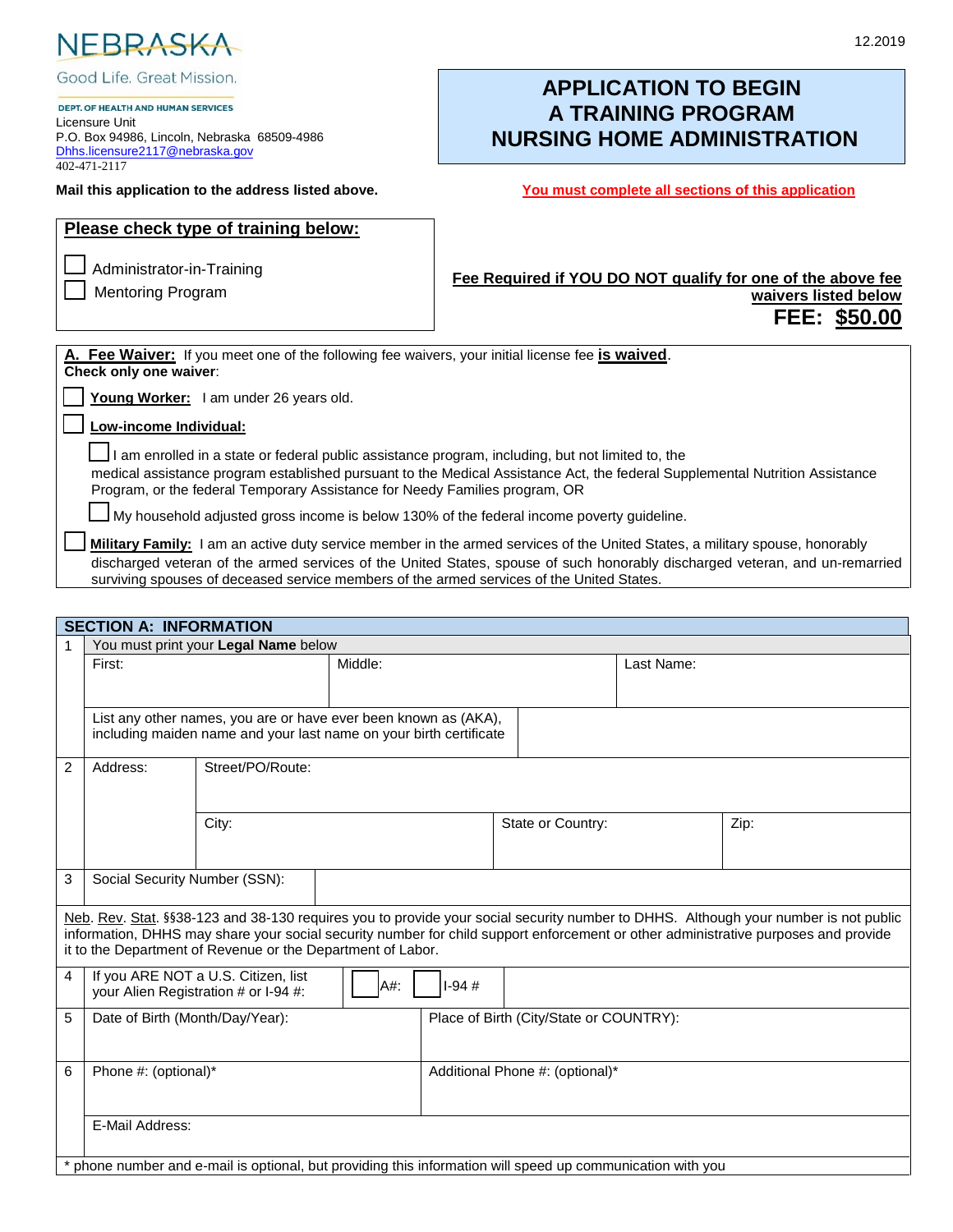NEBRASKA

Good Life. Great Mission.

DEPT. OF HEALTH AND HUMAN SERVICES

Licensure Unit
P.O. Box 94986, Lincoln, Nebraska 68509-4986
Dhhs.licensure2117@nebraska.gov
402-471-2117

12.2019

# APPLICATION TO BEGIN A TRAINING PROGRAM NURSING HOME ADMINISTRATION

**Mail this application to the address listed above.**

**You must complete all sections of this application**

**Please check type of training below:**

☐ Administrator-in-Training
☐ Mentoring Program

**Fee Required if YOU DO NOT qualify for one of the above fee waivers listed below**

**FEE: $50.00**

**A. Fee Waiver:** If you meet one of the following fee waivers, your initial license fee **is waived**.
**Check only one waiver**:

☐ **Young Worker:** I am under 26 years old.

☐ **Low-income Individual:**

- ☐ I am enrolled in a state or federal public assistance program, including, but not limited to, the medical assistance program established pursuant to the Medical Assistance Act, the federal Supplemental Nutrition Assistance Program, or the federal Temporary Assistance for Needy Families program, OR
- ☐ My household adjusted gross income is below 130% of the federal income poverty guideline.

☐ **Military Family:** I am an active duty service member in the armed services of the United States, a military spouse, honorably discharged veteran of the armed services of the United States, spouse of such honorably discharged veteran, and un-remarried surviving spouses of deceased service members of the armed services of the United States.

## SECTION A: INFORMATION

| # | | | | |
|---|---|---|---|---|
| 1 | You must print your **Legal Name** below | | | |
| | First: | Middle: | Last Name: | |
| | List any other names, you are or have ever been known as (AKA), including maiden name and your last name on your birth certificate | | | |
| 2 | Address: | Street/PO/Route: | | |
| | | City: | State or Country: | Zip: |
| 3 | Social Security Number (SSN): | | | |

Neb. Rev. Stat. §§38-123 and 38-130 requires you to provide your social security number to DHHS. Although your number is not public information, DHHS may share your social security number for child support enforcement or other administrative purposes and provide it to the Department of Revenue or the Department of Labor.

| # | | | |
|---|---|---|---|
| 4 | If you ARE NOT a U.S. Citizen, list your Alien Registration # or I-94 #: | ☐ A#: ☐ I-94 # | |
| 5 | Date of Birth (Month/Day/Year): | Place of Birth (City/State or COUNTRY): | |
| 6 | Phone #: (optional)* | Additional Phone #: (optional)* | |
| | E-Mail Address: | | |

\* phone number and e-mail is optional, but providing this information will speed up communication with you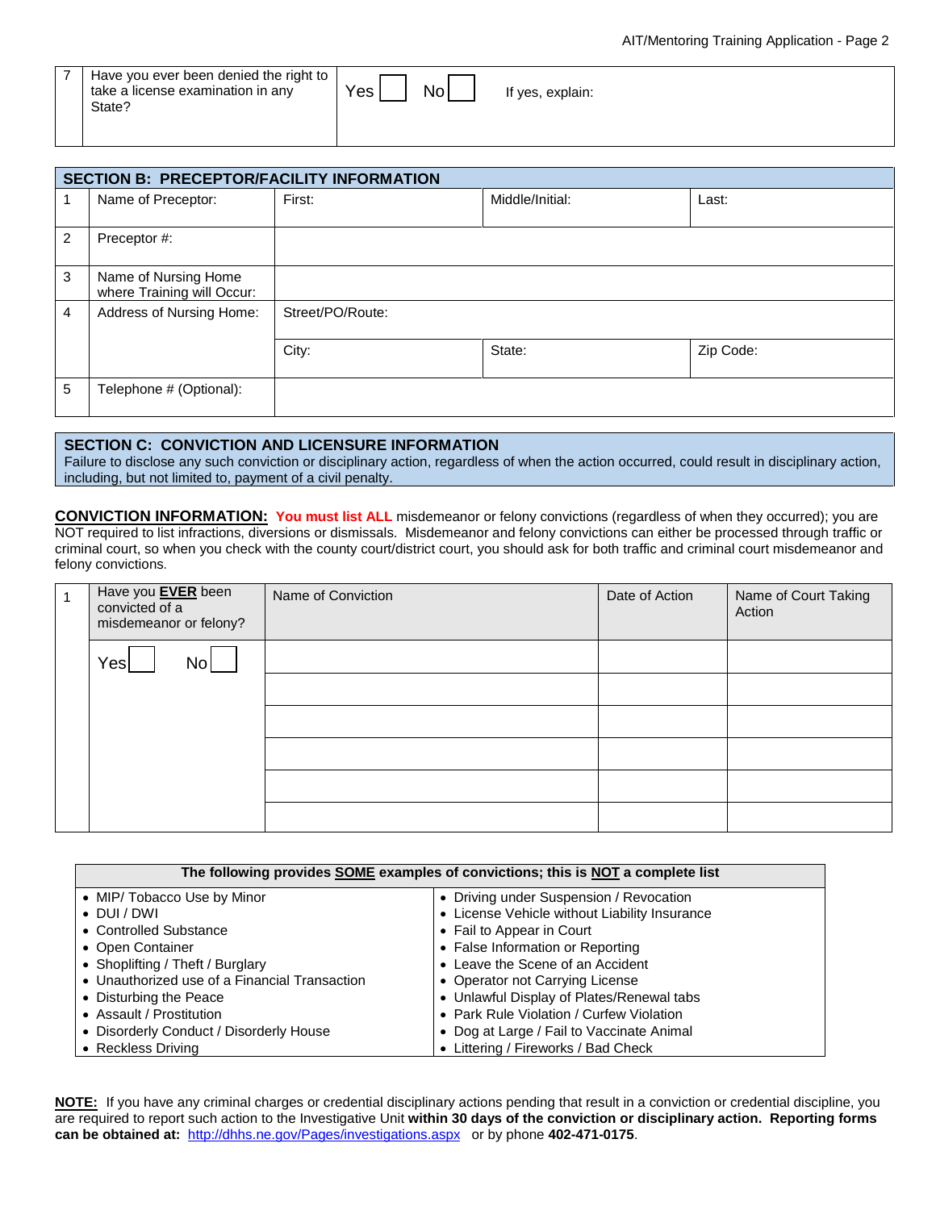| 7 | Have you ever been denied the right to take a license examination in any State? | Yes ☐ No ☐ | If yes, explain: |
|---|---|---|---|

## SECTION B: PRECEPTOR/FACILITY INFORMATION

| | | | | |
|---|---|---|---|---|
| 1 | Name of Preceptor: | First: | Middle/Initial: | Last: |
| 2 | Preceptor #: | | | |
| 3 | Name of Nursing Home where Training will Occur: | | | |
| 4 | Address of Nursing Home: | Street/PO/Route: | | |
| | | City: | State: | Zip Code: |
| 5 | Telephone # (Optional): | | | |

## SECTION C: CONVICTION AND LICENSURE INFORMATION

Failure to disclose any such conviction or disciplinary action, regardless of when the action occurred, could result in disciplinary action, including, but not limited to, payment of a civil penalty.

**CONVICTION INFORMATION:** **You must list ALL** misdemeanor or felony convictions (regardless of when they occurred); you are NOT required to list infractions, diversions or dismissals. Misdemeanor and felony convictions can either be processed through traffic or criminal court, so when you check with the county court/district court, you should ask for both traffic and criminal court misdemeanor and felony convictions.

| 1 | Have you **EVER** been convicted of a misdemeanor or felony? | Name of Conviction | Date of Action | Name of Court Taking Action |
|---|---|---|---|---|
| | Yes ☐ No ☐ | | | |
| | | | | |
| | | | | |
| | | | | |
| | | | | |
| | | | | |

**The following provides SOME examples of convictions; this is NOT a complete list**

- MIP/ Tobacco Use by Minor
- DUI / DWI
- Controlled Substance
- Open Container
- Shoplifting / Theft / Burglary
- Unauthorized use of a Financial Transaction
- Disturbing the Peace
- Assault / Prostitution
- Disorderly Conduct / Disorderly House
- Reckless Driving
- Driving under Suspension / Revocation
- License Vehicle without Liability Insurance
- Fail to Appear in Court
- False Information or Reporting
- Leave the Scene of an Accident
- Operator not Carrying License
- Unlawful Display of Plates/Renewal tabs
- Park Rule Violation / Curfew Violation
- Dog at Large / Fail to Vaccinate Animal
- Littering / Fireworks / Bad Check

**NOTE:** If you have any criminal charges or credential disciplinary actions pending that result in a conviction or credential discipline, you are required to report such action to the Investigative Unit **within 30 days of the conviction or disciplinary action. Reporting forms can be obtained at:** http://dhhs.ne.gov/Pages/investigations.aspx or by phone **402-471-0175**.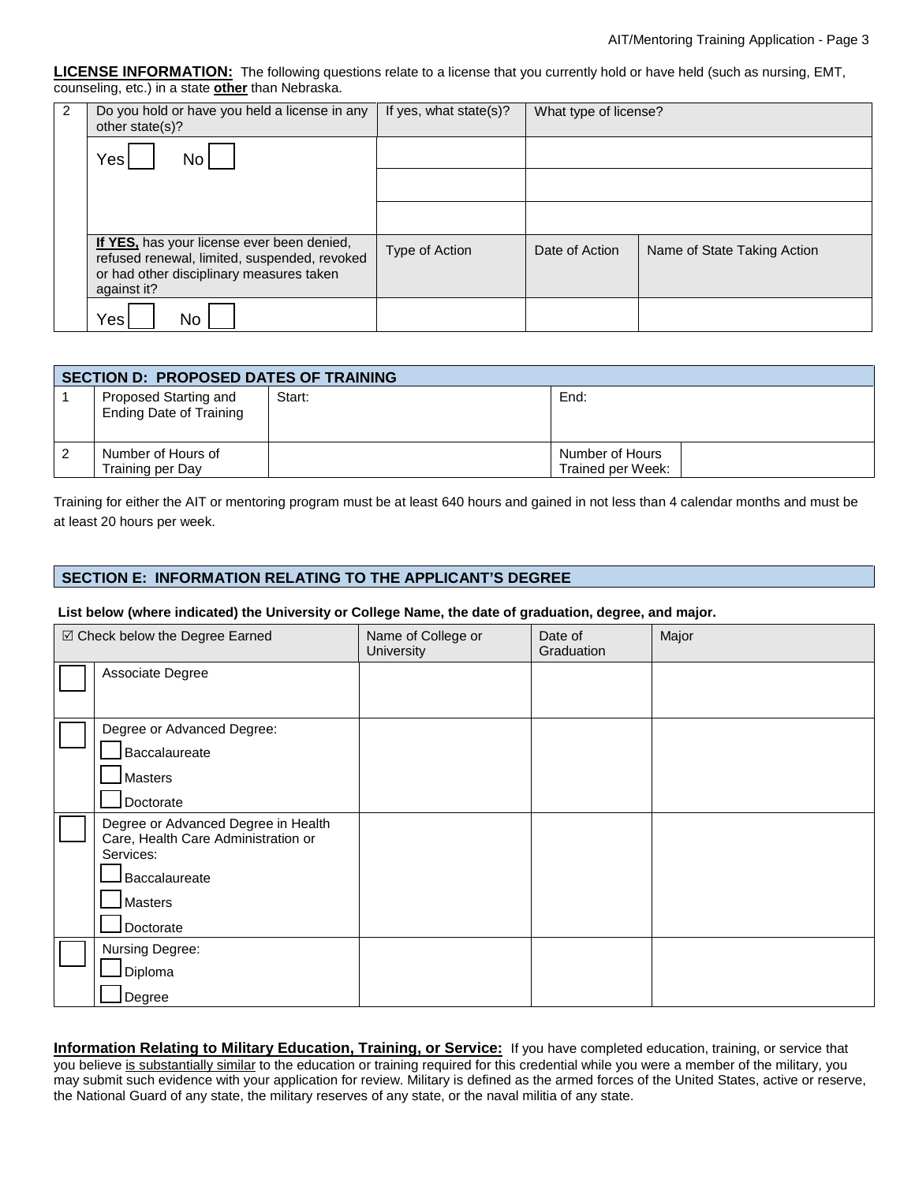**LICENSE INFORMATION:** The following questions relate to a license that you currently hold or have held (such as nursing, EMT, counseling, etc.) in a state **other** than Nebraska.

| 2 | Do you hold or have you held a license in any other state(s)? | If yes, what state(s)? | What type of license? | |
|---|---|---|---|---|
| | Yes ☐ No ☐ | | | |
| | | | | |
| | | | | |
| | **If YES,** has your license ever been denied, refused renewal, limited, suspended, revoked or had other disciplinary measures taken against it? | Type of Action | Date of Action | Name of State Taking Action |
| | Yes ☐ No ☐ | | | |

| SECTION D: PROPOSED DATES OF TRAINING | | | | |
|---|---|---|---|---|
| 1 | Proposed Starting and Ending Date of Training | Start: | End: | |
| 2 | Number of Hours of Training per Day | | Number of Hours Trained per Week: | |

Training for either the AIT or mentoring program must be at least 640 hours and gained in not less than 4 calendar months and must be at least 20 hours per week.

## SECTION E: INFORMATION RELATING TO THE APPLICANT'S DEGREE

**List below (where indicated) the University or College Name, the date of graduation, degree, and major.**

| ☑ Check below the Degree Earned | | Name of College or University | Date of Graduation | Major |
|---|---|---|---|---|
| ☐ | Associate Degree | | | |
| ☐ | Degree or Advanced Degree:<br>☐ Baccalaureate<br>☐ Masters<br>☐ Doctorate | | | |
| ☐ | Degree or Advanced Degree in Health Care, Health Care Administration or Services:<br>☐ Baccalaureate<br>☐ Masters<br>☐ Doctorate | | | |
| ☐ | Nursing Degree:<br>☐ Diploma<br>☐ Degree | | | |

**Information Relating to Military Education, Training, or Service:** If you have completed education, training, or service that you believe is substantially similar to the education or training required for this credential while you were a member of the military, you may submit such evidence with your application for review. Military is defined as the armed forces of the United States, active or reserve, the National Guard of any state, the military reserves of any state, or the naval militia of any state.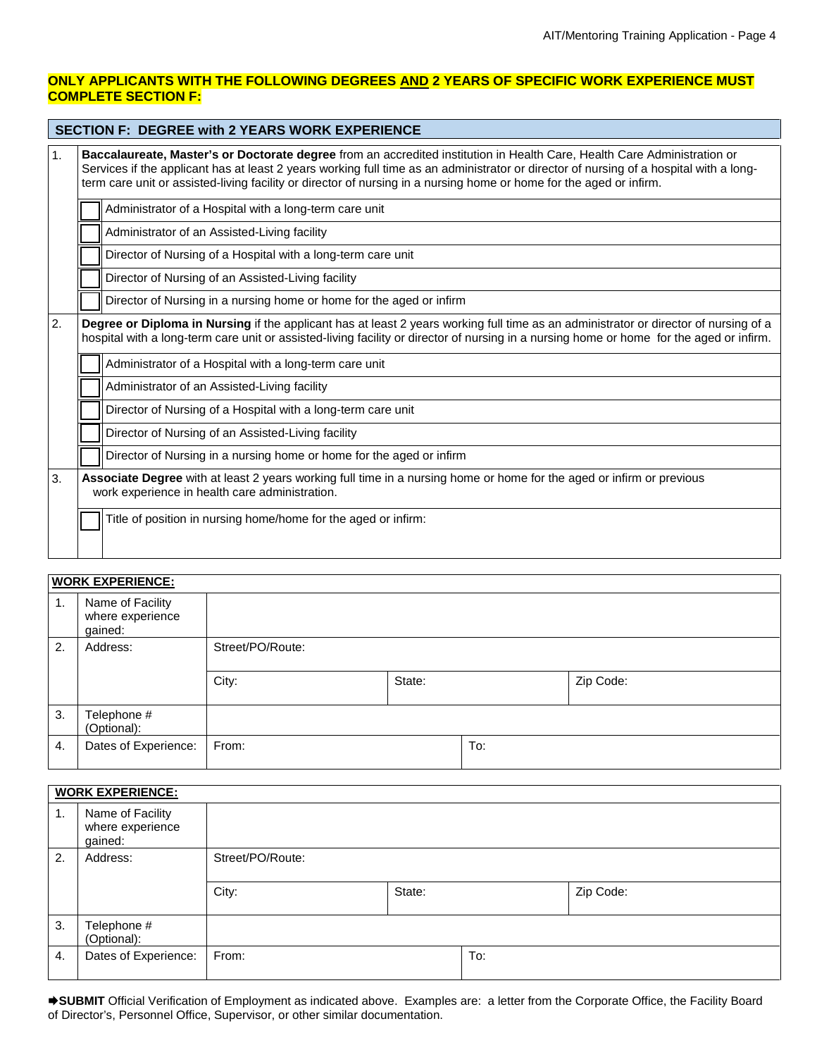**ONLY APPLICANTS WITH THE FOLLOWING DEGREES AND 2 YEARS OF SPECIFIC WORK EXPERIENCE MUST COMPLETE SECTION F:**

## SECTION F: DEGREE with 2 YEARS WORK EXPERIENCE

| | | |
|---|---|---|
| 1. | **Baccalaureate, Master's or Doctorate degree** from an accredited institution in Health Care, Health Care Administration or Services if the applicant has at least 2 years working full time as an administrator or director of nursing of a hospital with a long-term care unit or assisted-living facility or director of nursing in a nursing home or home for the aged or infirm. | |
| | ☐ | Administrator of a Hospital with a long-term care unit |
| | ☐ | Administrator of an Assisted-Living facility |
| | ☐ | Director of Nursing of a Hospital with a long-term care unit |
| | ☐ | Director of Nursing of an Assisted-Living facility |
| | ☐ | Director of Nursing in a nursing home or home for the aged or infirm |
| 2. | **Degree or Diploma in Nursing** if the applicant has at least 2 years working full time as an administrator or director of nursing of a hospital with a long-term care unit or assisted-living facility or director of nursing in a nursing home or home for the aged or infirm. | |
| | ☐ | Administrator of a Hospital with a long-term care unit |
| | ☐ | Administrator of an Assisted-Living facility |
| | ☐ | Director of Nursing of a Hospital with a long-term care unit |
| | ☐ | Director of Nursing of an Assisted-Living facility |
| | ☐ | Director of Nursing in a nursing home or home for the aged or infirm |
| 3. | **Associate Degree** with at least 2 years working full time in a nursing home or home for the aged or infirm or previous work experience in health care administration. | |
| | ☐ | Title of position in nursing home/home for the aged or infirm: |

**WORK EXPERIENCE:**

| | | | | |
|---|---|---|---|---|
| 1. | Name of Facility where experience gained: | | | |
| 2. | Address: | Street/PO/Route: | | |
| | | City: | State: | Zip Code: |
| 3. | Telephone # (Optional): | | | |
| 4. | Dates of Experience: | From: | To: | |

**WORK EXPERIENCE:**

| | | | | |
|---|---|---|---|---|
| 1. | Name of Facility where experience gained: | | | |
| 2. | Address: | Street/PO/Route: | | |
| | | City: | State: | Zip Code: |
| 3. | Telephone # (Optional): | | | |
| 4. | Dates of Experience: | From: | To: | |

➡**SUBMIT** Official Verification of Employment as indicated above. Examples are: a letter from the Corporate Office, the Facility Board of Director's, Personnel Office, Supervisor, or other similar documentation.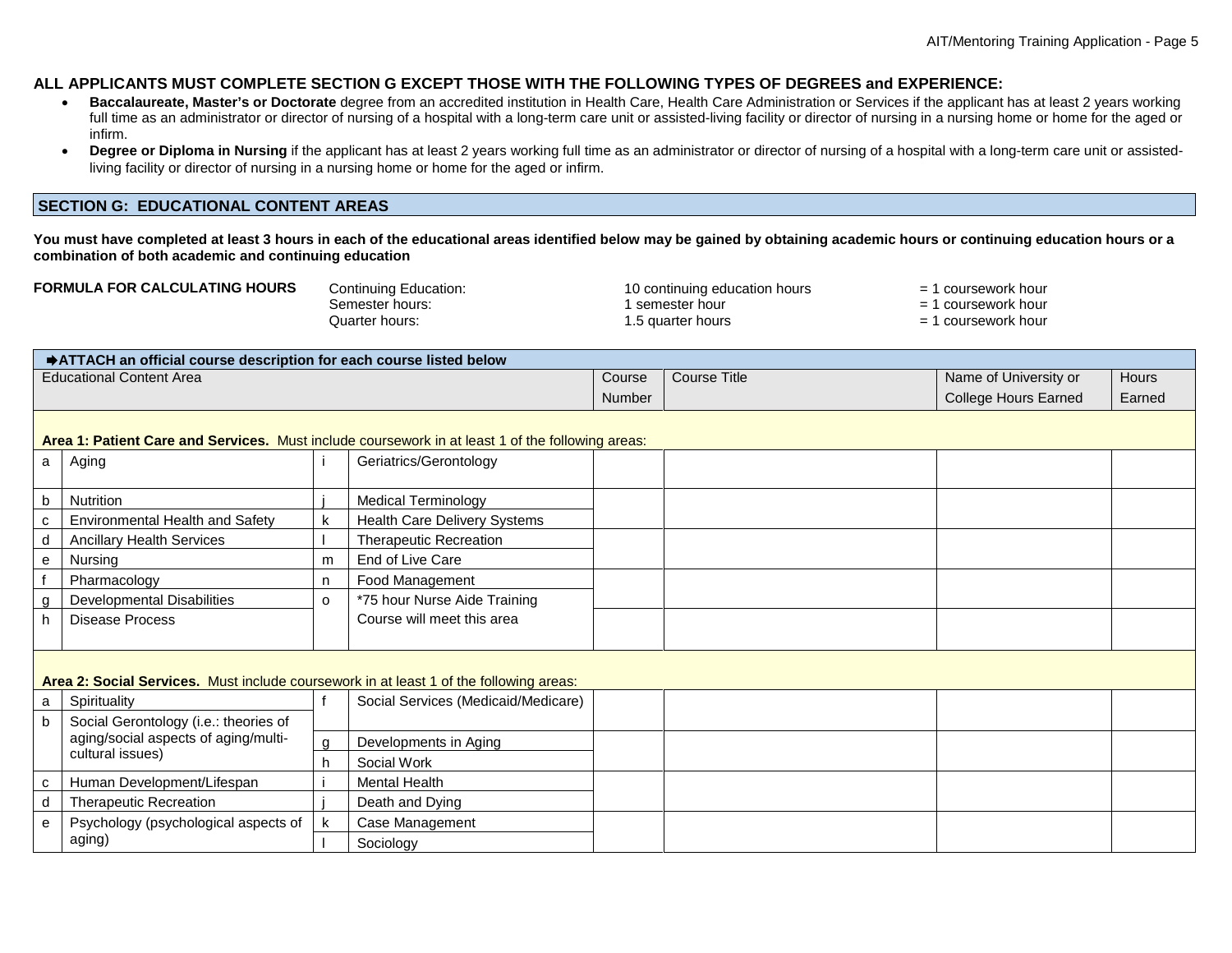**ALL APPLICANTS MUST COMPLETE SECTION G EXCEPT THOSE WITH THE FOLLOWING TYPES OF DEGREES and EXPERIENCE:**

- **Baccalaureate, Master's or Doctorate** degree from an accredited institution in Health Care, Health Care Administration or Services if the applicant has at least 2 years working full time as an administrator or director of nursing of a hospital with a long-term care unit or assisted-living facility or director of nursing in a nursing home or home for the aged or infirm.
- **Degree or Diploma in Nursing** if the applicant has at least 2 years working full time as an administrator or director of nursing of a hospital with a long-term care unit or assisted-living facility or director of nursing in a nursing home or home for the aged or infirm.

## SECTION G: EDUCATIONAL CONTENT AREAS

**You must have completed at least 3 hours in each of the educational areas identified below may be gained by obtaining academic hours or continuing education hours or a combination of both academic and continuing education**

**FORMULA FOR CALCULATING HOURS**

| | | |
|---|---|---|
| Continuing Education: | 10 continuing education hours | = 1 coursework hour |
| Semester hours: | 1 semester hour | = 1 coursework hour |
| Quarter hours: | 1.5 quarter hours | = 1 coursework hour |

**➡ATTACH an official course description for each course listed below**

| Educational Content Area | | | | Course Number | Course Title | Name of University or College Hours Earned | Hours Earned |
|---|---|---|---|---|---|---|---|
| **Area 1: Patient Care and Services.** Must include coursework in at least 1 of the following areas: | | | | | | | |
| a | Aging | i | Geriatrics/Gerontology | | | | |
| b | Nutrition | j | Medical Terminology | | | | |
| c | Environmental Health and Safety | k | Health Care Delivery Systems | | | | |
| d | Ancillary Health Services | l | Therapeutic Recreation | | | | |
| e | Nursing | m | End of Live Care | | | | |
| f | Pharmacology | n | Food Management | | | | |
| g | Developmental Disabilities | o | *75 hour Nurse Aide Training Course will meet this area | | | | |
| h | Disease Process | | | | | | |
| **Area 2: Social Services.** Must include coursework in at least 1 of the following areas: | | | | | | | |
| a | Spirituality | f | Social Services (Medicaid/Medicare) | | | | |
| b | Social Gerontology (i.e.: theories of aging/social aspects of aging/multi-cultural issues) | g | Developments in Aging | | | | |
| | | h | Social Work | | | | |
| c | Human Development/Lifespan | i | Mental Health | | | | |
| d | Therapeutic Recreation | j | Death and Dying | | | | |
| e | Psychology (psychological aspects of aging) | k | Case Management | | | | |
| | | l | Sociology | | | | |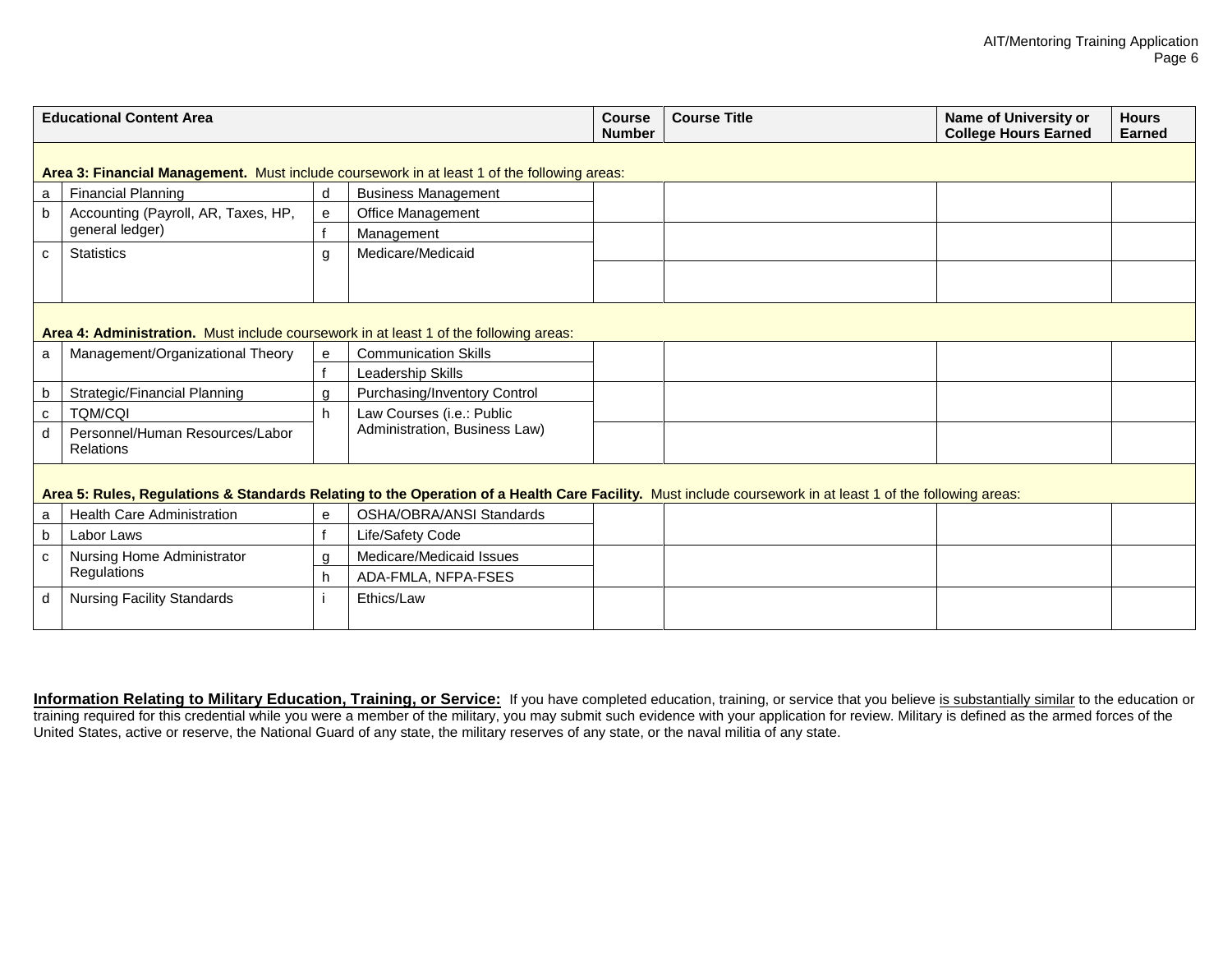| Educational Content Area | | | | Course Number | Course Title | Name of University or College Hours Earned | Hours Earned |
|---|---|---|---|---|---|---|---|
| **Area 3: Financial Management.** Must include coursework in at least 1 of the following areas: | | | | | | | |
| a | Financial Planning | d | Business Management | | | | |
| b | Accounting (Payroll, AR, Taxes, HP, general ledger) | e | Office Management | | | | |
| | | f | Management | | | | |
| c | Statistics | g | Medicare/Medicaid | | | | |
| **Area 4: Administration.** Must include coursework in at least 1 of the following areas: | | | | | | | |
| a | Management/Organizational Theory | e | Communication Skills | | | | |
| | | f | Leadership Skills | | | | |
| b | Strategic/Financial Planning | g | Purchasing/Inventory Control | | | | |
| c | TQM/CQI | h | Law Courses (i.e.: Public Administration, Business Law) | | | | |
| d | Personnel/Human Resources/Labor Relations | | | | | | |
| **Area 5: Rules, Regulations & Standards Relating to the Operation of a Health Care Facility.** Must include coursework in at least 1 of the following areas: | | | | | | | |
| a | Health Care Administration | e | OSHA/OBRA/ANSI Standards | | | | |
| b | Labor Laws | f | Life/Safety Code | | | | |
| c | Nursing Home Administrator Regulations | g | Medicare/Medicaid Issues | | | | |
| | | h | ADA-FMLA, NFPA-FSES | | | | |
| d | Nursing Facility Standards | i | Ethics/Law | | | | |

**Information Relating to Military Education, Training, or Service:** If you have completed education, training, or service that you believe is substantially similar to the education or training required for this credential while you were a member of the military, you may submit such evidence with your application for review. Military is defined as the armed forces of the United States, active or reserve, the National Guard of any state, the military reserves of any state, or the naval militia of any state.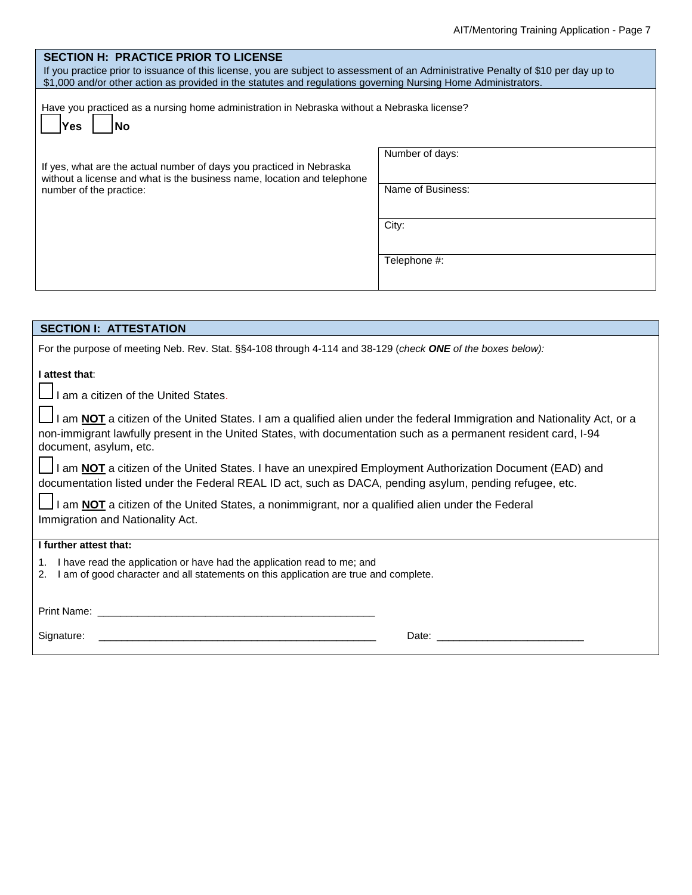## SECTION H: PRACTICE PRIOR TO LICENSE

If you practice prior to issuance of this license, you are subject to assessment of an Administrative Penalty of $10 per day up to $1,000 and/or other action as provided in the statutes and regulations governing Nursing Home Administrators.

Have you practiced as a nursing home administration in Nebraska without a Nebraska license?

☐ **Yes** ☐ **No**

| If yes, what are the actual number of days you practiced in Nebraska without a license and what is the business name, location and telephone number of the practice: | Number of days: |
|---|---|
| | Name of Business: |
| | City: |
| | Telephone #: |

## SECTION I: ATTESTATION

For the purpose of meeting Neb. Rev. Stat. §§4-108 through 4-114 and 38-129 (*check **ONE** of the boxes below):*

**I attest that**:

☐ I am a citizen of the United States.

☐ I am **NOT** a citizen of the United States. I am a qualified alien under the federal Immigration and Nationality Act, or a non-immigrant lawfully present in the United States, with documentation such as a permanent resident card, I-94 document, asylum, etc.

☐ I am **NOT** a citizen of the United States. I have an unexpired Employment Authorization Document (EAD) and documentation listed under the Federal REAL ID act, such as DACA, pending asylum, pending refugee, etc.

☐ I am **NOT** a citizen of the United States, a nonimmigrant, nor a qualified alien under the Federal Immigration and Nationality Act.

**I further attest that:**

1. I have read the application or have had the application read to me; and
2. I am of good character and all statements on this application are true and complete.

Print Name: ________________________________________________

Signature: ________________________________________________ Date: __________________________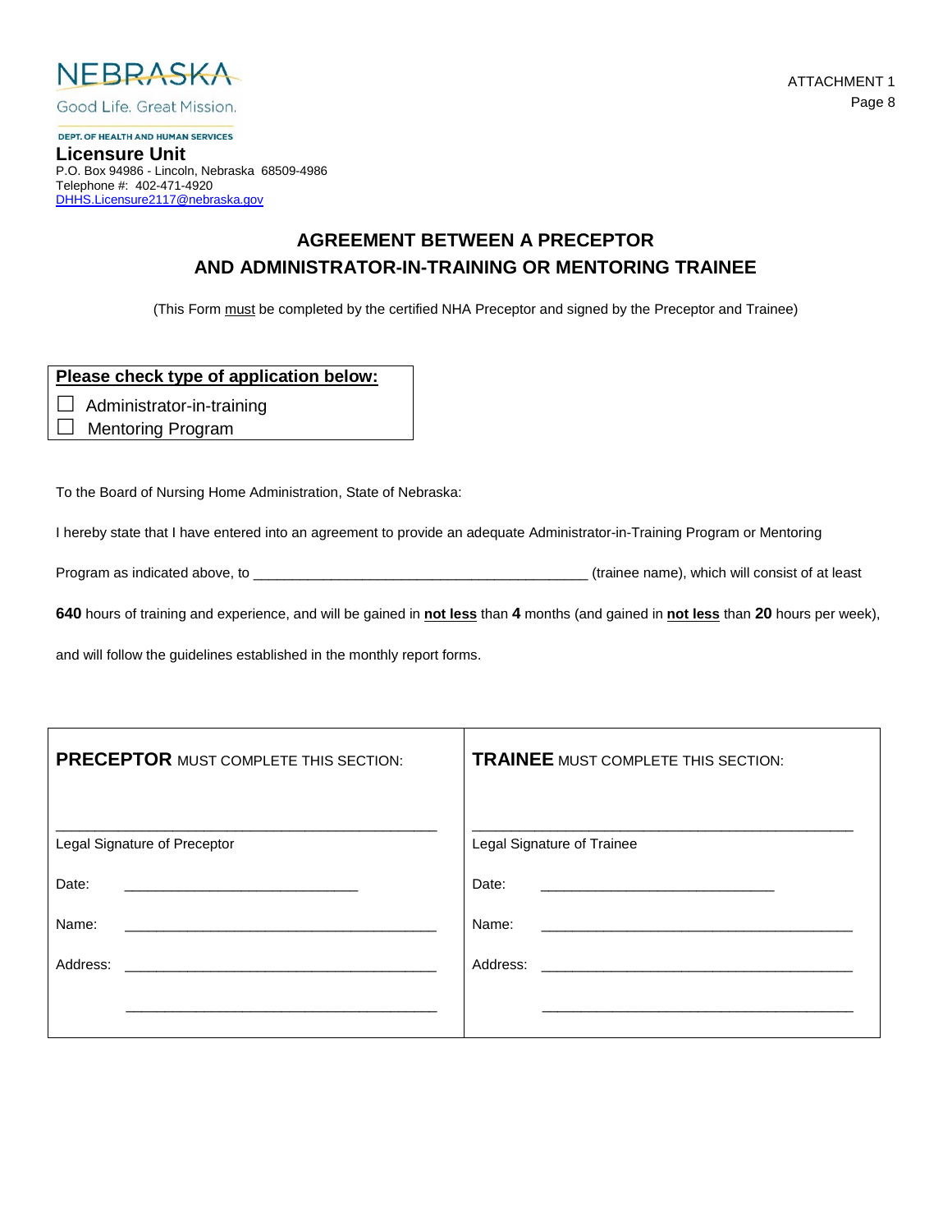NEBRASKA

Good Life. Great Mission.

DEPT. OF HEALTH AND HUMAN SERVICES

**Licensure Unit**
P.O. Box 94986 - Lincoln, Nebraska 68509-4986
Telephone #: 402-471-4920
DHHS.Licensure2117@nebraska.gov

ATTACHMENT 1

## AGREEMENT BETWEEN A PRECEPTOR AND ADMINISTRATOR-IN-TRAINING OR MENTORING TRAINEE

(This Form must be completed by the certified NHA Preceptor and signed by the Preceptor and Trainee)

**Please check type of application below:**

☐ Administrator-in-training
☐ Mentoring Program

To the Board of Nursing Home Administration, State of Nebraska:

I hereby state that I have entered into an agreement to provide an adequate Administrator-in-Training Program or Mentoring Program as indicated above, to ___________________________________________ (trainee name), which will consist of at least **640** hours of training and experience, and will be gained in **not less** than **4** months (and gained in **not less** than **20** hours per week), and will follow the guidelines established in the monthly report forms.

| **PRECEPTOR** MUST COMPLETE THIS SECTION: | **TRAINEE** MUST COMPLETE THIS SECTION: |
|---|---|
| ________________________________ | ________________________________ |
| Legal Signature of Preceptor | Legal Signature of Trainee |
| Date: ______________________ | Date: ______________________ |
| Name: ______________________ | Name: ______________________ |
| Address: ______________________ | Address: ______________________ |
| ______________________ | ______________________ |